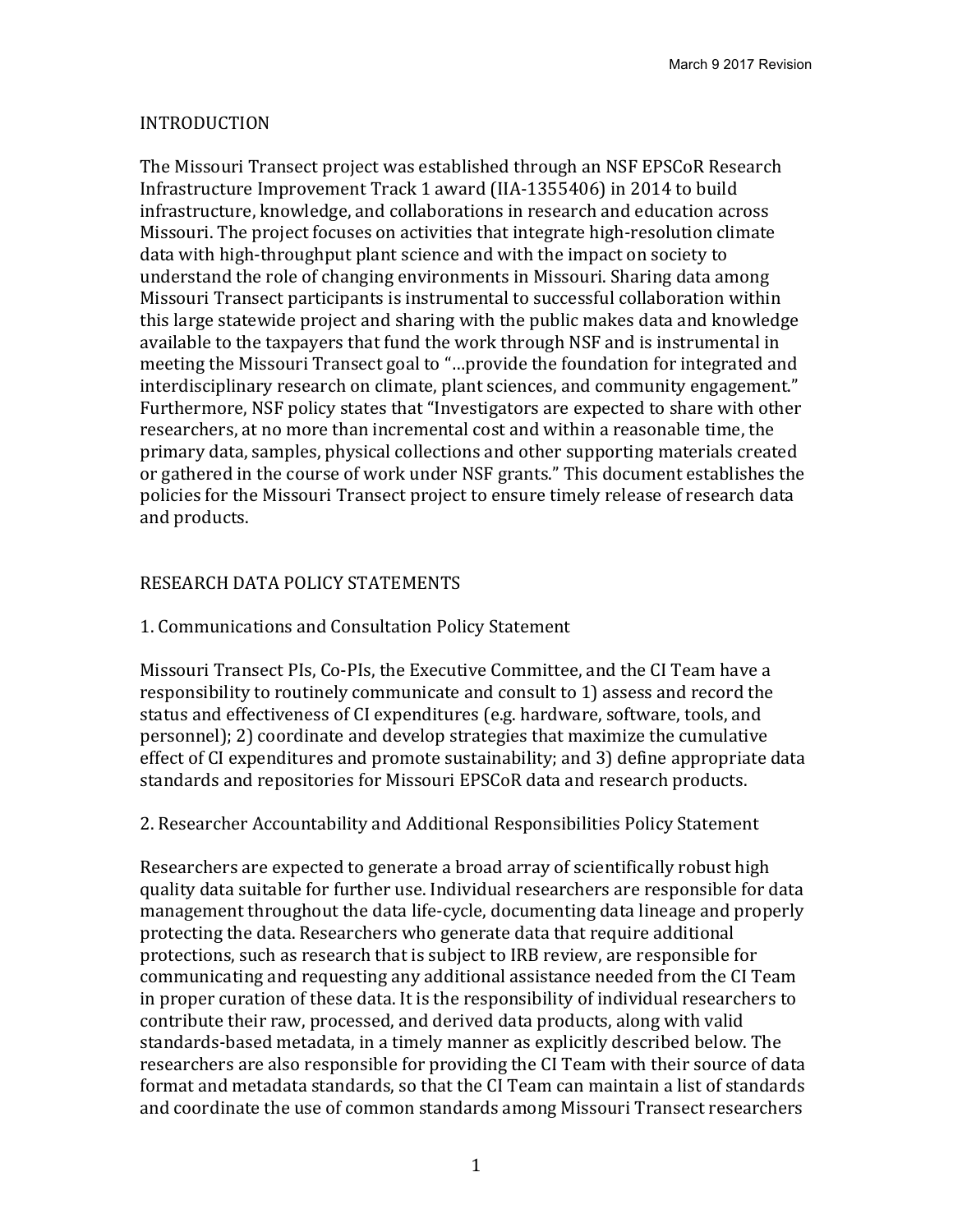## INTRODUCTION

The Missouri Transect project was established through an NSF EPSCoR Research Infrastructure Improvement Track 1 award (IIA-1355406) in 2014 to build infrastructure, knowledge, and collaborations in research and education across Missouri. The project focuses on activities that integrate high-resolution climate data with high-throughput plant science and with the impact on society to understand the role of changing environments in Missouri. Sharing data among Missouri Transect participants is instrumental to successful collaboration within this large statewide project and sharing with the public makes data and knowledge available to the taxpayers that fund the work through NSF and is instrumental in meeting the Missouri Transect goal to "…provide the foundation for integrated and interdisciplinary research on climate, plant sciences, and community engagement." Furthermore, NSF policy states that "Investigators are expected to share with other researchers, at no more than incremental cost and within a reasonable time, the primary data, samples, physical collections and other supporting materials created or gathered in the course of work under NSF grants." This document establishes the policies for the Missouri Transect project to ensure timely release of research data and products.

## RESEARCH DATA POLICY STATEMENTS

### 1. Communications and Consultation Policy Statement

Missouri Transect PIs, Co-PIs, the Executive Committee, and the CI Team have a responsibility to routinely communicate and consult to 1) assess and record the status and effectiveness of CI expenditures (e.g. hardware, software, tools, and personnel); 2) coordinate and develop strategies that maximize the cumulative effect of CI expenditures and promote sustainability; and 3) define appropriate data standards and repositories for Missouri EPSCoR data and research products.

### 2. Researcher Accountability and Additional Responsibilities Policy Statement

Researchers are expected to generate a broad array of scientifically robust high quality data suitable for further use. Individual researchers are responsible for data management throughout the data life-cycle, documenting data lineage and properly protecting the data. Researchers who generate data that require additional protections, such as research that is subject to IRB review, are responsible for communicating and requesting any additional assistance needed from the CI Team in proper curation of these data. It is the responsibility of individual researchers to contribute their raw, processed, and derived data products, along with valid standards-based metadata, in a timely manner as explicitly described below. The researchers are also responsible for providing the CI Team with their source of data format and metadata standards, so that the CI Team can maintain a list of standards and coordinate the use of common standards among Missouri Transect researchers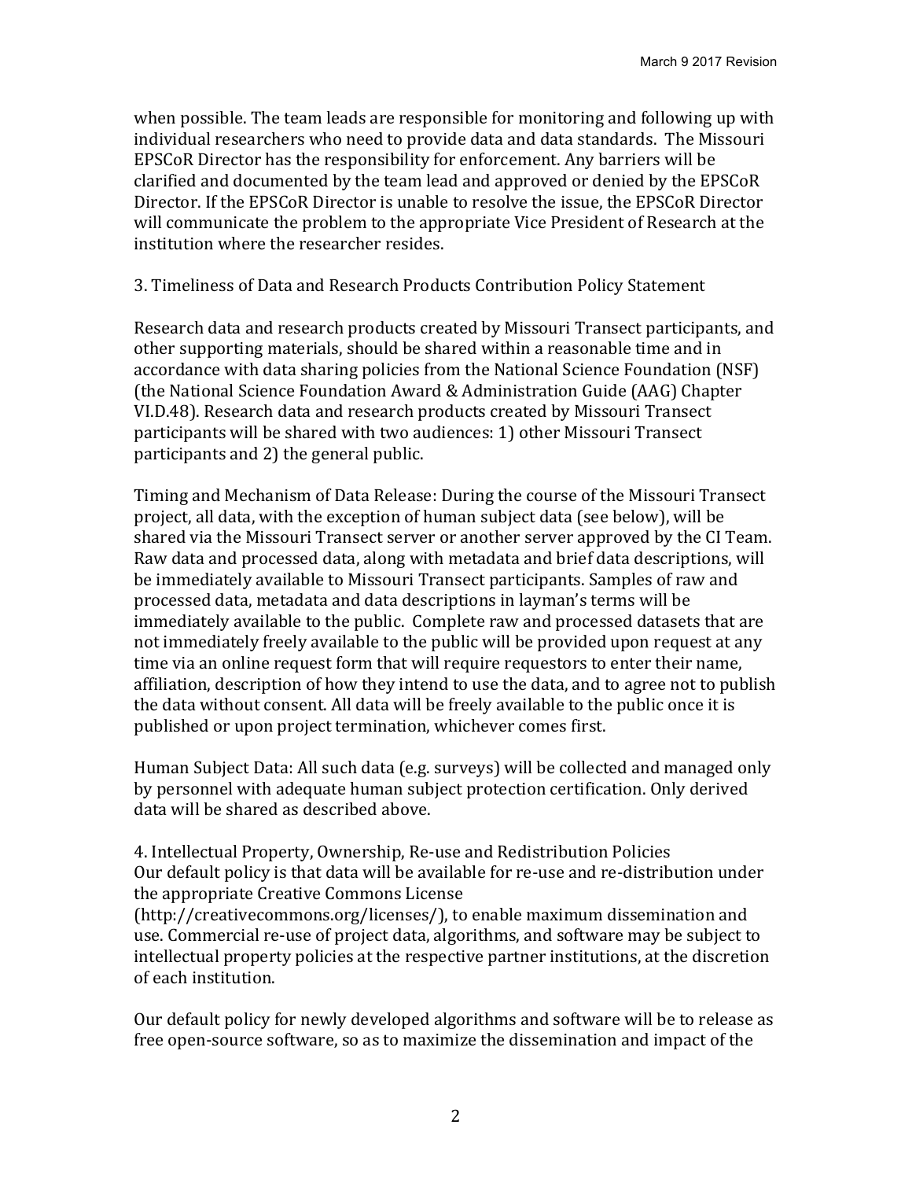when possible. The team leads are responsible for monitoring and following up with individual researchers who need to provide data and data standards. The Missouri EPSCoR Director has the responsibility for enforcement. Any barriers will be clarified and documented by the team lead and approved or denied by the EPSCoR Director. If the EPSCoR Director is unable to resolve the issue, the EPSCoR Director will communicate the problem to the appropriate Vice President of Research at the institution where the researcher resides.

## 3. Timeliness of Data and Research Products Contribution Policy Statement

Research data and research products created by Missouri Transect participants, and other supporting materials, should be shared within a reasonable time and in accordance with data sharing policies from the National Science Foundation (NSF) (the National Science Foundation Award & Administration Guide (AAG) Chapter VI.D.48). Research data and research products created by Missouri Transect participants will be shared with two audiences: 1) other Missouri Transect participants and 2) the general public.

Timing and Mechanism of Data Release: During the course of the Missouri Transect project, all data, with the exception of human subject data (see below), will be shared via the Missouri Transect server or another server approved by the CI Team. Raw data and processed data, along with metadata and brief data descriptions, will be immediately available to Missouri Transect participants. Samples of raw and processed data, metadata and data descriptions in layman's terms will be immediately available to the public. Complete raw and processed datasets that are not immediately freely available to the public will be provided upon request at any time via an online request form that will require requestors to enter their name, affiliation, description of how they intend to use the data, and to agree not to publish the data without consent. All data will be freely available to the public once it is published or upon project termination, whichever comes first.

Human Subject Data: All such data (e.g. surveys) will be collected and managed only by personnel with adequate human subject protection certification. Only derived data will be shared as described above.

## 4. Intellectual Property, Ownership, Re-use and Redistribution Policies

Our default policy is that data will be available for re-use and re-distribution under the appropriate Creative Commons License (http://creativecommons.org/licenses/), to enable maximum dissemination and use. Commercial re-use of project data, algorithms, and software may be subject to intellectual property policies at the respective partner institutions, at the discretion of each institution.

Our default policy for newly developed algorithms and software will be to release as free open-source software, so as to maximize the dissemination and impact of the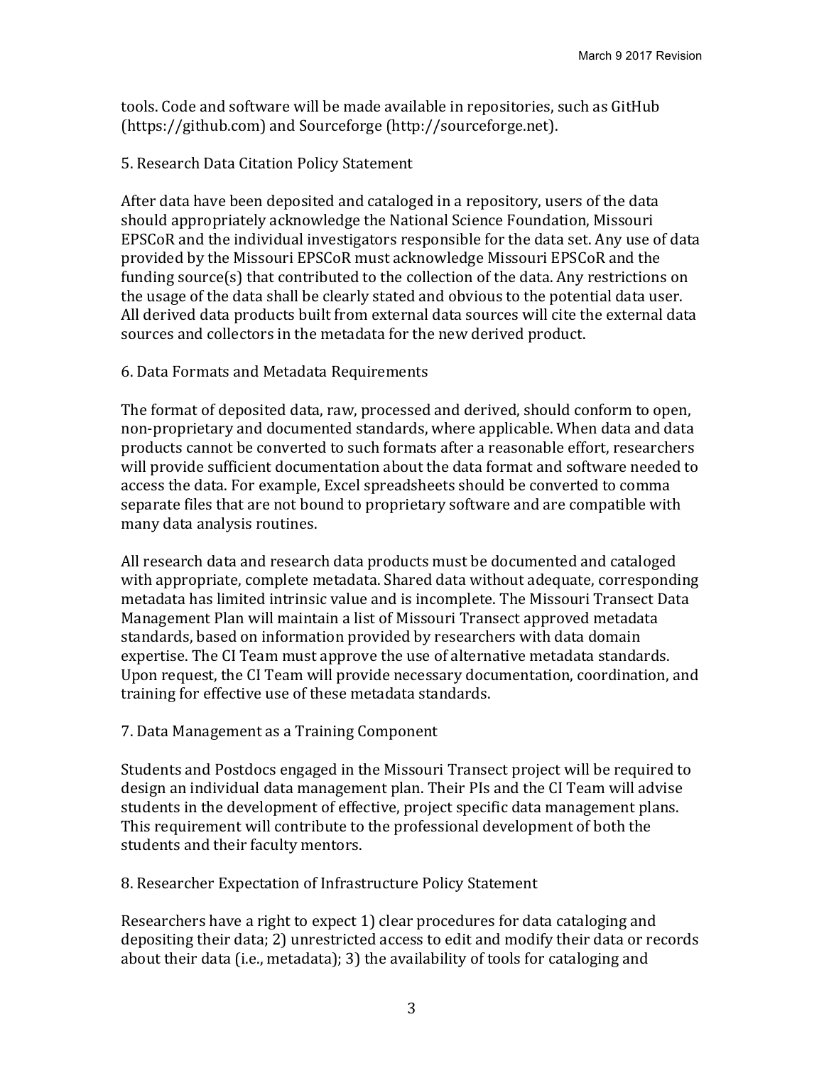tools. Code and software will be made available in repositories, such as GitHub (https://github.com) and Sourceforge (http://sourceforge.net).

5. Research Data Citation Policy Statement

After data have been deposited and cataloged in a repository, users of the data should appropriately acknowledge the National Science Foundation, Missouri EPSCoR and the individual investigators responsible for the data set. Any use of data provided by the Missouri EPSCoR must acknowledge Missouri EPSCoR and the funding source(s) that contributed to the collection of the data. Any restrictions on the usage of the data shall be clearly stated and obvious to the potential data user. All derived data products built from external data sources will cite the external data sources and collectors in the metadata for the new derived product.

6. Data Formats and Metadata Requirements

The format of deposited data, raw, processed and derived, should conform to open, non-proprietary and documented standards, where applicable. When data and data products cannot be converted to such formats after a reasonable effort, researchers will provide sufficient documentation about the data format and software needed to access the data. For example, Excel spreadsheets should be converted to comma separate files that are not bound to proprietary software and are compatible with many data analysis routines.

All research data and research data products must be documented and cataloged with appropriate, complete metadata. Shared data without adequate, corresponding metadata has limited intrinsic value and is incomplete. The Missouri Transect Data Management Plan will maintain a list of Missouri Transect approved metadata standards, based on information provided by researchers with data domain expertise. The CI Team must approve the use of alternative metadata standards. Upon request, the CI Team will provide necessary documentation, coordination, and training for effective use of these metadata standards.

7. Data Management as a Training Component

Students and Postdocs engaged in the Missouri Transect project will be required to design an individual data management plan. Their PIs and the CI Team will advise students in the development of effective, project specific data management plans. This requirement will contribute to the professional development of both the students and their faculty mentors.

8. Researcher Expectation of Infrastructure Policy Statement

Researchers have a right to expect 1) clear procedures for data cataloging and depositing their data; 2) unrestricted access to edit and modify their data or records about their data (i.e., metadata); 3) the availability of tools for cataloging and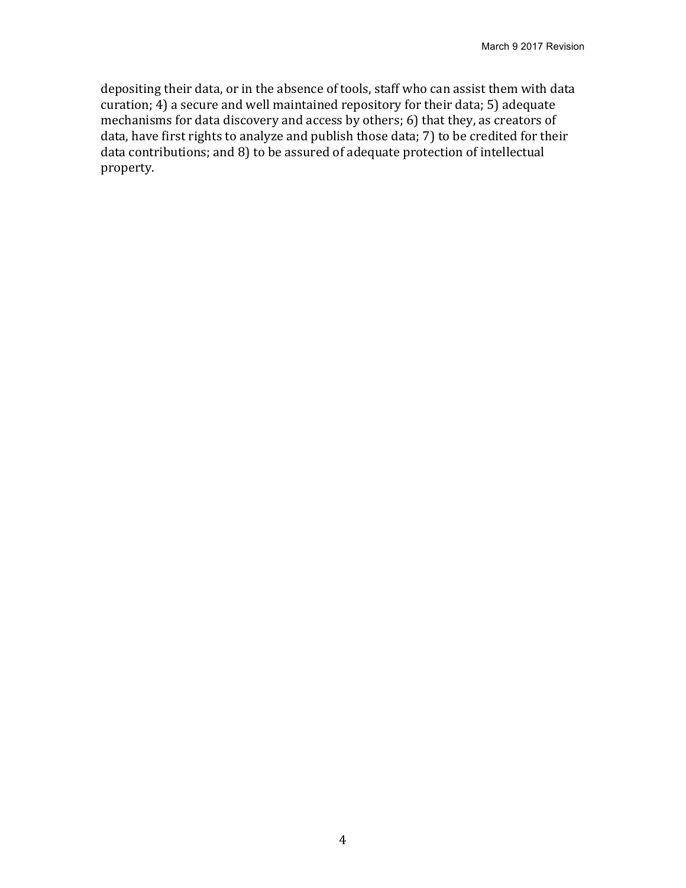depositing their data, or in the absence of tools, staff who can assist them with data curation; 4) a secure and well maintained repository for their data; 5) adequate mechanisms for data discovery and access by others; 6) that they, as creators of data, have first rights to analyze and publish those data; 7) to be credited for their data contributions; and 8) to be assured of adequate protection of intellectual property.